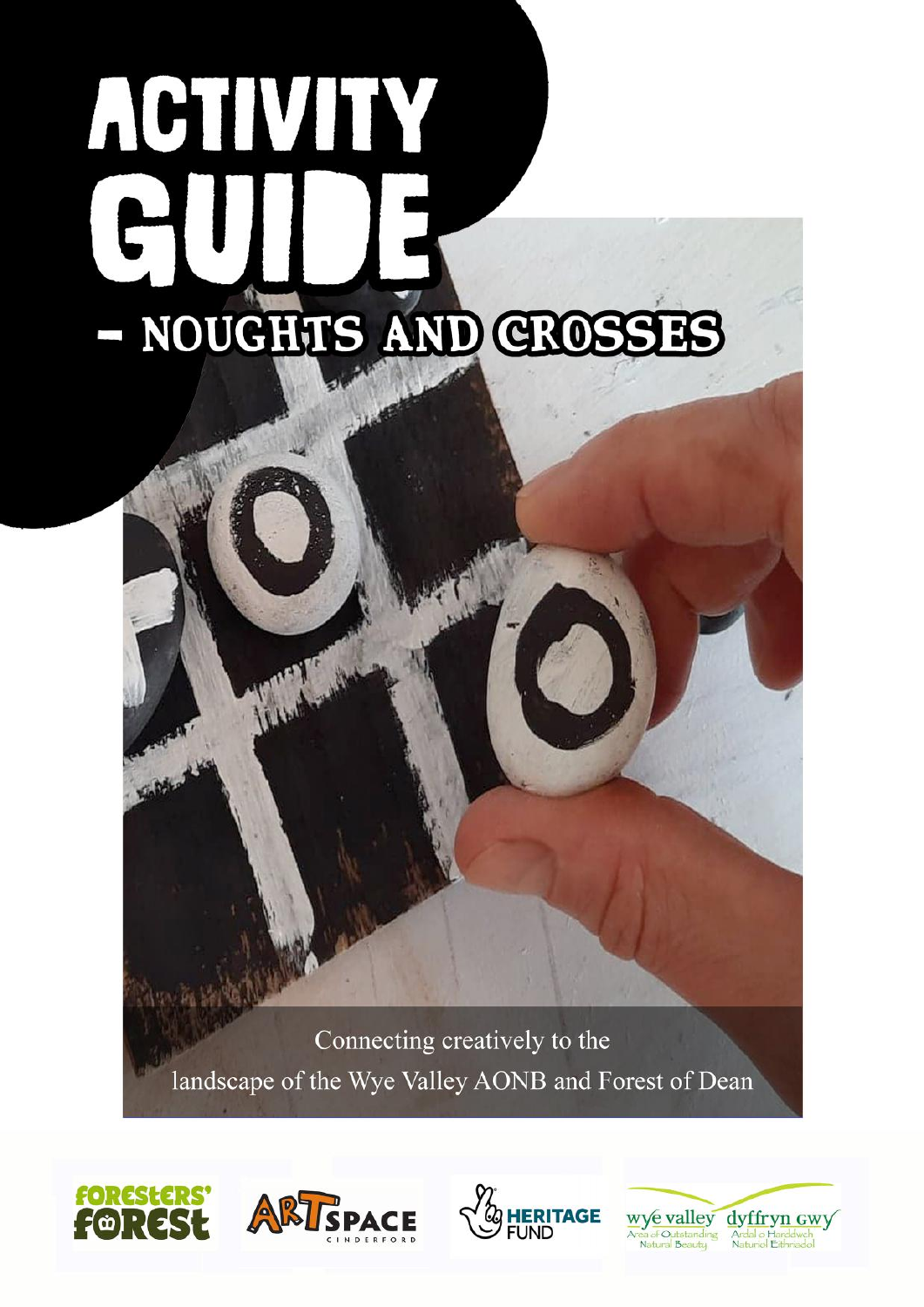# ACTIVITY GUIDE

## - NOUGHTS AND CROSSES

Connecting creatively to the landscape of the Wye Valley AONB and Forest of Dean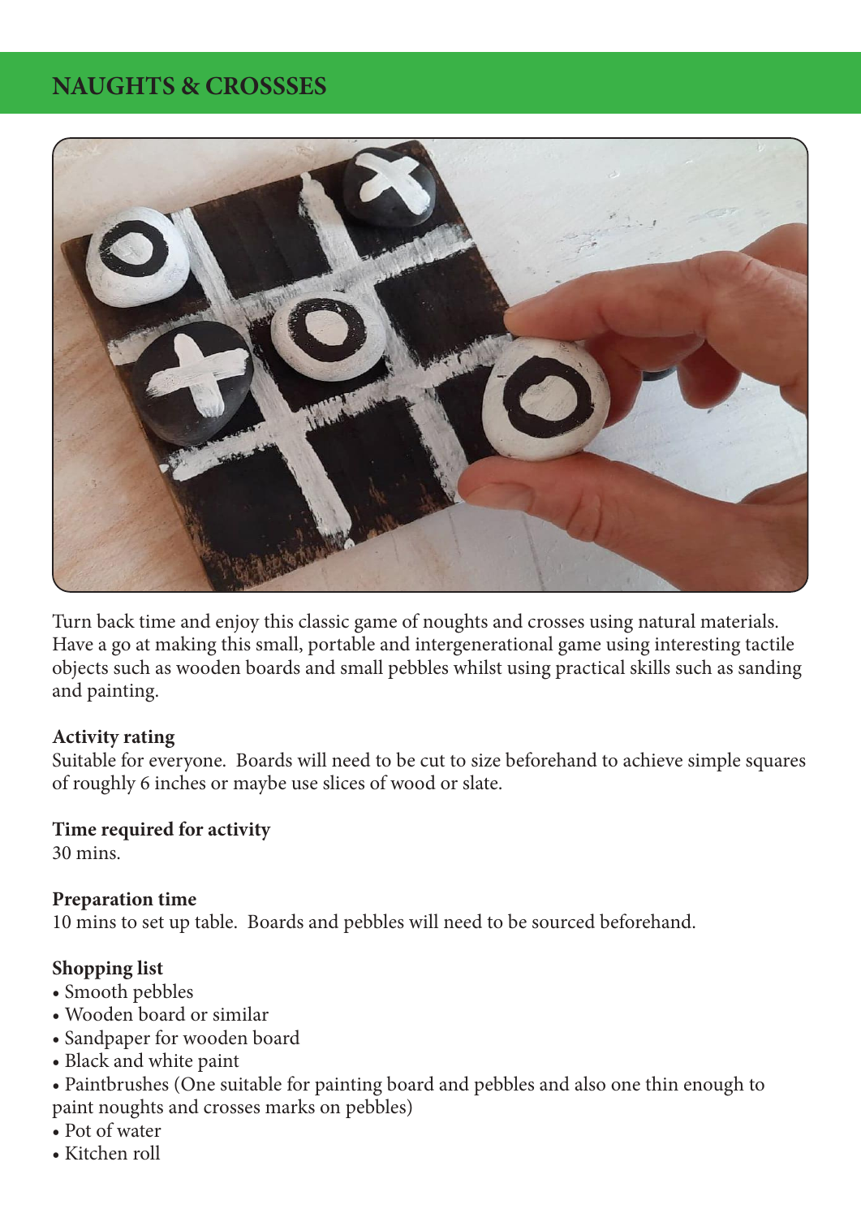# NAUGHTS & CROSSSES

Turn back time and enjoy this classic game of noughts and crosses using natural materials. Have a go at making this small, portable and intergenerational game using interesting tactile objects such as wooden boards and small pebbles whilst using practical skills such as sanding and painting.

**Activity rating**
Suitable for everyone. Boards will need to be cut to size beforehand to achieve simple squares of roughly 6 inches or maybe use slices of wood or slate.

**Time required for activity**
30 mins.

**Preparation time**
10 mins to set up table. Boards and pebbles will need to be sourced beforehand.

**Shopping list**

- Smooth pebbles
- Wooden board or similar
- Sandpaper for wooden board
- Black and white paint
- Paintbrushes (One suitable for painting board and pebbles and also one thin enough to paint noughts and crosses marks on pebbles)
- Pot of water
- Kitchen roll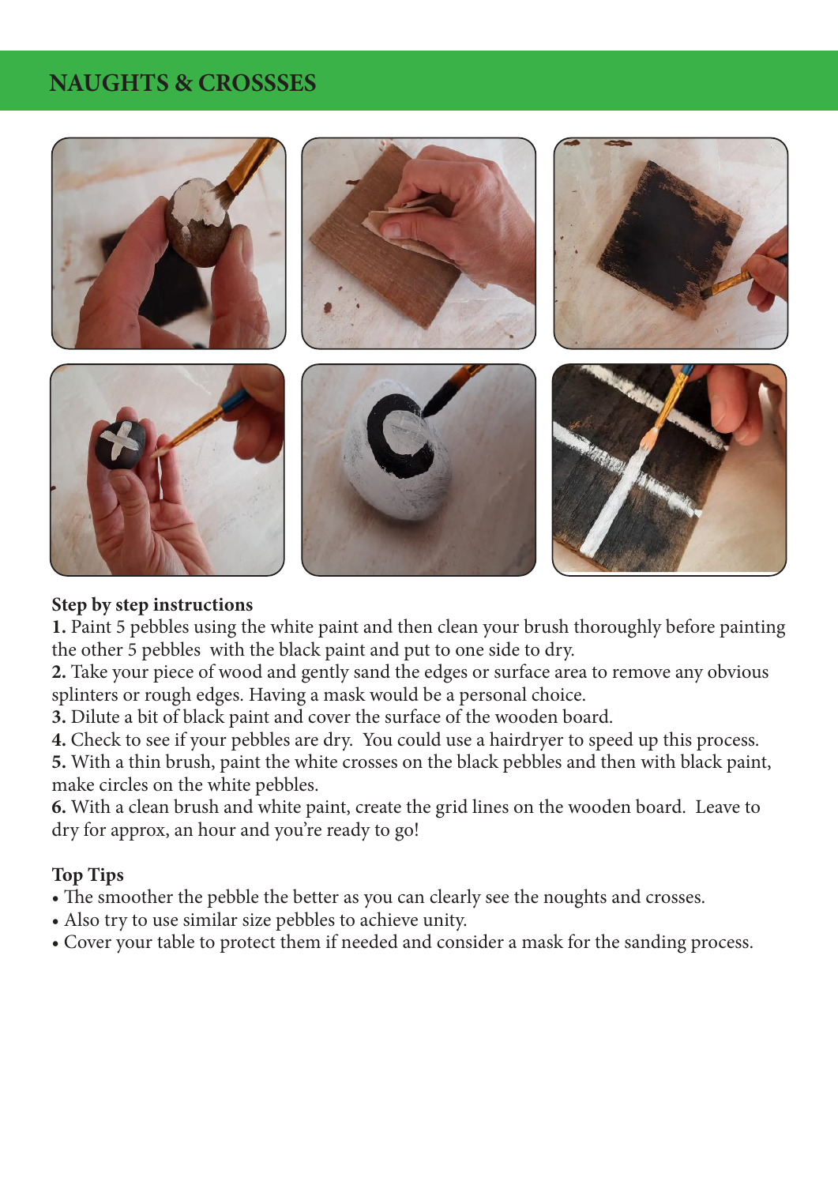# NAUGHTS & CROSSSES

**Step by step instructions**

**1.** Paint 5 pebbles using the white paint and then clean your brush thoroughly before painting the other 5 pebbles with the black paint and put to one side to dry.

**2.** Take your piece of wood and gently sand the edges or surface area to remove any obvious splinters or rough edges. Having a mask would be a personal choice.

**3.** Dilute a bit of black paint and cover the surface of the wooden board.

**4.** Check to see if your pebbles are dry. You could use a hairdryer to speed up this process.

**5.** With a thin brush, paint the white crosses on the black pebbles and then with black paint, make circles on the white pebbles.

**6.** With a clean brush and white paint, create the grid lines on the wooden board. Leave to dry for approx, an hour and you're ready to go!

**Top Tips**

- The smoother the pebble the better as you can clearly see the noughts and crosses.
- Also try to use similar size pebbles to achieve unity.
- Cover your table to protect them if needed and consider a mask for the sanding process.